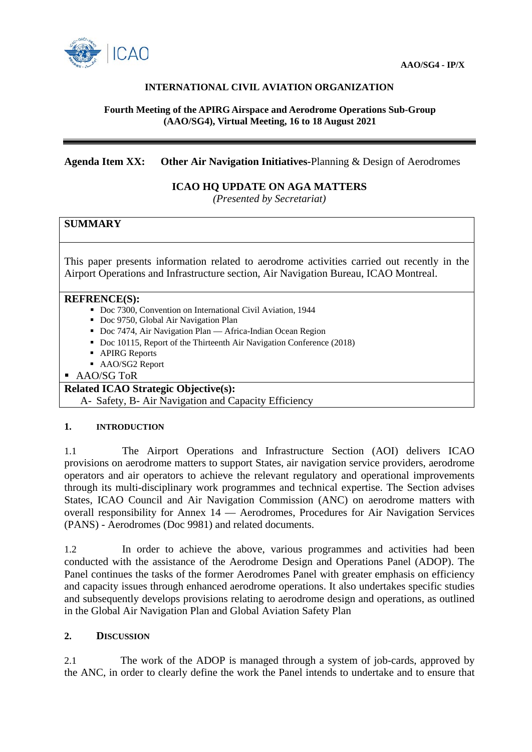AAO/SG4 - IP/X

**INTERNATIONAL CIVIL AVIATION ORGANIZATION**

**Fourth Meeting of the APIRG Airspace and Aerodrome Operations Sub-Group (AAO/SG4), Virtual Meeting, 16 to 18 August 2021**

**Agenda Item XX: Other Air Navigation Initiatives**-Planning & Design of Aerodromes

## ICAO HQ UPDATE ON AGA MATTERS

*(Presented by Secretariat)*

**SUMMARY**

This paper presents information related to aerodrome activities carried out recently in the Airport Operations and Infrastructure section, Air Navigation Bureau, ICAO Montreal.

**REFRENCE(S):**

- Doc 7300, Convention on International Civil Aviation, 1944
- Doc 9750, Global Air Navigation Plan
- Doc 7474, Air Navigation Plan — Africa-Indian Ocean Region
- Doc 10115, Report of the Thirteenth Air Navigation Conference (2018)
- APIRG Reports
- AAO/SG2 Report
- AAO/SG ToR

**Related ICAO Strategic Objective(s):**
A- Safety, B- Air Navigation and Capacity Efficiency

### 1. INTRODUCTION

1.1 The Airport Operations and Infrastructure Section (AOI) delivers ICAO provisions on aerodrome matters to support States, air navigation service providers, aerodrome operators and air operators to achieve the relevant regulatory and operational improvements through its multi-disciplinary work programmes and technical expertise. The Section advises States, ICAO Council and Air Navigation Commission (ANC) on aerodrome matters with overall responsibility for Annex 14 — Aerodromes, Procedures for Air Navigation Services (PANS) - Aerodromes (Doc 9981) and related documents.

1.2 In order to achieve the above, various programmes and activities had been conducted with the assistance of the Aerodrome Design and Operations Panel (ADOP). The Panel continues the tasks of the former Aerodromes Panel with greater emphasis on efficiency and capacity issues through enhanced aerodrome operations. It also undertakes specific studies and subsequently develops provisions relating to aerodrome design and operations, as outlined in the Global Air Navigation Plan and Global Aviation Safety Plan

### 2. DISCUSSION

2.1 The work of the ADOP is managed through a system of job-cards, approved by the ANC, in order to clearly define the work the Panel intends to undertake and to ensure that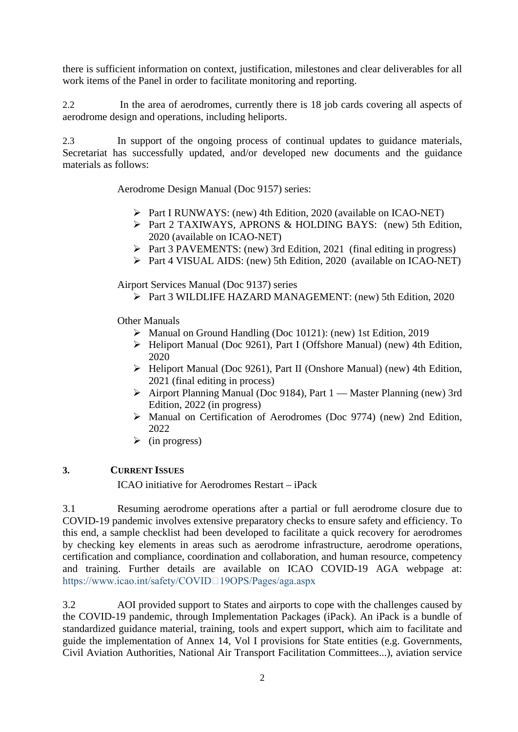there is sufficient information on context, justification, milestones and clear deliverables for all work items of the Panel in order to facilitate monitoring and reporting.

2.2 In the area of aerodromes, currently there is 18 job cards covering all aspects of aerodrome design and operations, including heliports.

2.3 In support of the ongoing process of continual updates to guidance materials, Secretariat has successfully updated, and/or developed new documents and the guidance materials as follows:

Aerodrome Design Manual (Doc 9157) series:

- Part I RUNWAYS: (new) 4th Edition, 2020 (available on ICAO-NET)
- Part 2 TAXIWAYS, APRONS & HOLDING BAYS: (new) 5th Edition, 2020 (available on ICAO-NET)
- Part 3 PAVEMENTS: (new) 3rd Edition, 2021 (final editing in progress)
- Part 4 VISUAL AIDS: (new) 5th Edition, 2020 (available on ICAO-NET)

Airport Services Manual (Doc 9137) series

- Part 3 WILDLIFE HAZARD MANAGEMENT: (new) 5th Edition, 2020

Other Manuals

- Manual on Ground Handling (Doc 10121): (new) 1st Edition, 2019
- Heliport Manual (Doc 9261), Part I (Offshore Manual) (new) 4th Edition, 2020
- Heliport Manual (Doc 9261), Part II (Onshore Manual) (new) 4th Edition, 2021 (final editing in process)
- Airport Planning Manual (Doc 9184), Part 1 — Master Planning (new) 3rd Edition, 2022 (in progress)
- Manual on Certification of Aerodromes (Doc 9774) (new) 2nd Edition, 2022
- (in progress)

## 3. CURRENT ISSUES

ICAO initiative for Aerodromes Restart – iPack

3.1 Resuming aerodrome operations after a partial or full aerodrome closure due to COVID-19 pandemic involves extensive preparatory checks to ensure safety and efficiency. To this end, a sample checklist had been developed to facilitate a quick recovery for aerodromes by checking key elements in areas such as aerodrome infrastructure, aerodrome operations, certification and compliance, coordination and collaboration, and human resource, competency and training. Further details are available on ICAO COVID-19 AGA webpage at: https://www.icao.int/safety/COVID19OPS/Pages/aga.aspx

3.2 AOI provided support to States and airports to cope with the challenges caused by the COVID-19 pandemic, through Implementation Packages (iPack). An iPack is a bundle of standardized guidance material, training, tools and expert support, which aim to facilitate and guide the implementation of Annex 14, Vol I provisions for State entities (e.g. Governments, Civil Aviation Authorities, National Air Transport Facilitation Committees...), aviation service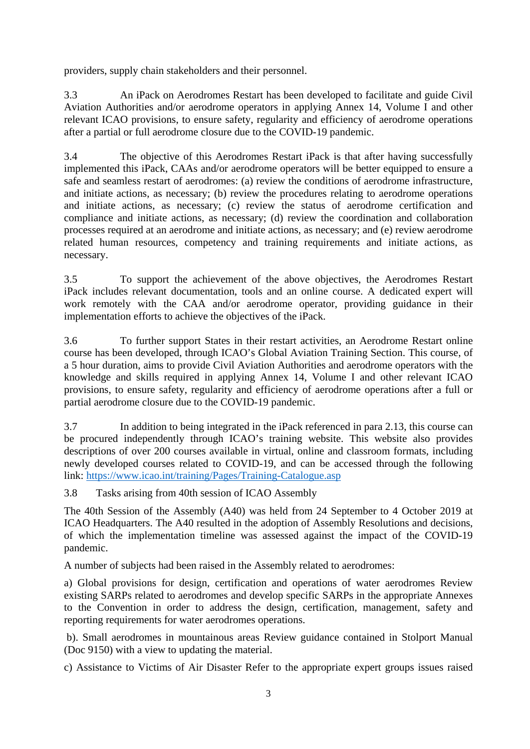providers, supply chain stakeholders and their personnel.

3.3 An iPack on Aerodromes Restart has been developed to facilitate and guide Civil Aviation Authorities and/or aerodrome operators in applying Annex 14, Volume I and other relevant ICAO provisions, to ensure safety, regularity and efficiency of aerodrome operations after a partial or full aerodrome closure due to the COVID-19 pandemic.

3.4 The objective of this Aerodromes Restart iPack is that after having successfully implemented this iPack, CAAs and/or aerodrome operators will be better equipped to ensure a safe and seamless restart of aerodromes: (a) review the conditions of aerodrome infrastructure, and initiate actions, as necessary; (b) review the procedures relating to aerodrome operations and initiate actions, as necessary; (c) review the status of aerodrome certification and compliance and initiate actions, as necessary; (d) review the coordination and collaboration processes required at an aerodrome and initiate actions, as necessary; and (e) review aerodrome related human resources, competency and training requirements and initiate actions, as necessary.

3.5 To support the achievement of the above objectives, the Aerodromes Restart iPack includes relevant documentation, tools and an online course. A dedicated expert will work remotely with the CAA and/or aerodrome operator, providing guidance in their implementation efforts to achieve the objectives of the iPack.

3.6 To further support States in their restart activities, an Aerodrome Restart online course has been developed, through ICAO's Global Aviation Training Section. This course, of a 5 hour duration, aims to provide Civil Aviation Authorities and aerodrome operators with the knowledge and skills required in applying Annex 14, Volume I and other relevant ICAO provisions, to ensure safety, regularity and efficiency of aerodrome operations after a full or partial aerodrome closure due to the COVID-19 pandemic.

3.7 In addition to being integrated in the iPack referenced in para 2.13, this course can be procured independently through ICAO's training website. This website also provides descriptions of over 200 courses available in virtual, online and classroom formats, including newly developed courses related to COVID-19, and can be accessed through the following link: [https://www.icao.int/training/Pages/Training-Catalogue.asp](https://www.icao.int/training/Pages/Training-Catalogue.asp)

3.8 Tasks arising from 40th session of ICAO Assembly

The 40th Session of the Assembly (A40) was held from 24 September to 4 October 2019 at ICAO Headquarters. The A40 resulted in the adoption of Assembly Resolutions and decisions, of which the implementation timeline was assessed against the impact of the COVID-19 pandemic.

A number of subjects had been raised in the Assembly related to aerodromes:

a) Global provisions for design, certification and operations of water aerodromes Review existing SARPs related to aerodromes and develop specific SARPs in the appropriate Annexes to the Convention in order to address the design, certification, management, safety and reporting requirements for water aerodromes operations.

b). Small aerodromes in mountainous areas Review guidance contained in Stolport Manual (Doc 9150) with a view to updating the material.

c) Assistance to Victims of Air Disaster Refer to the appropriate expert groups issues raised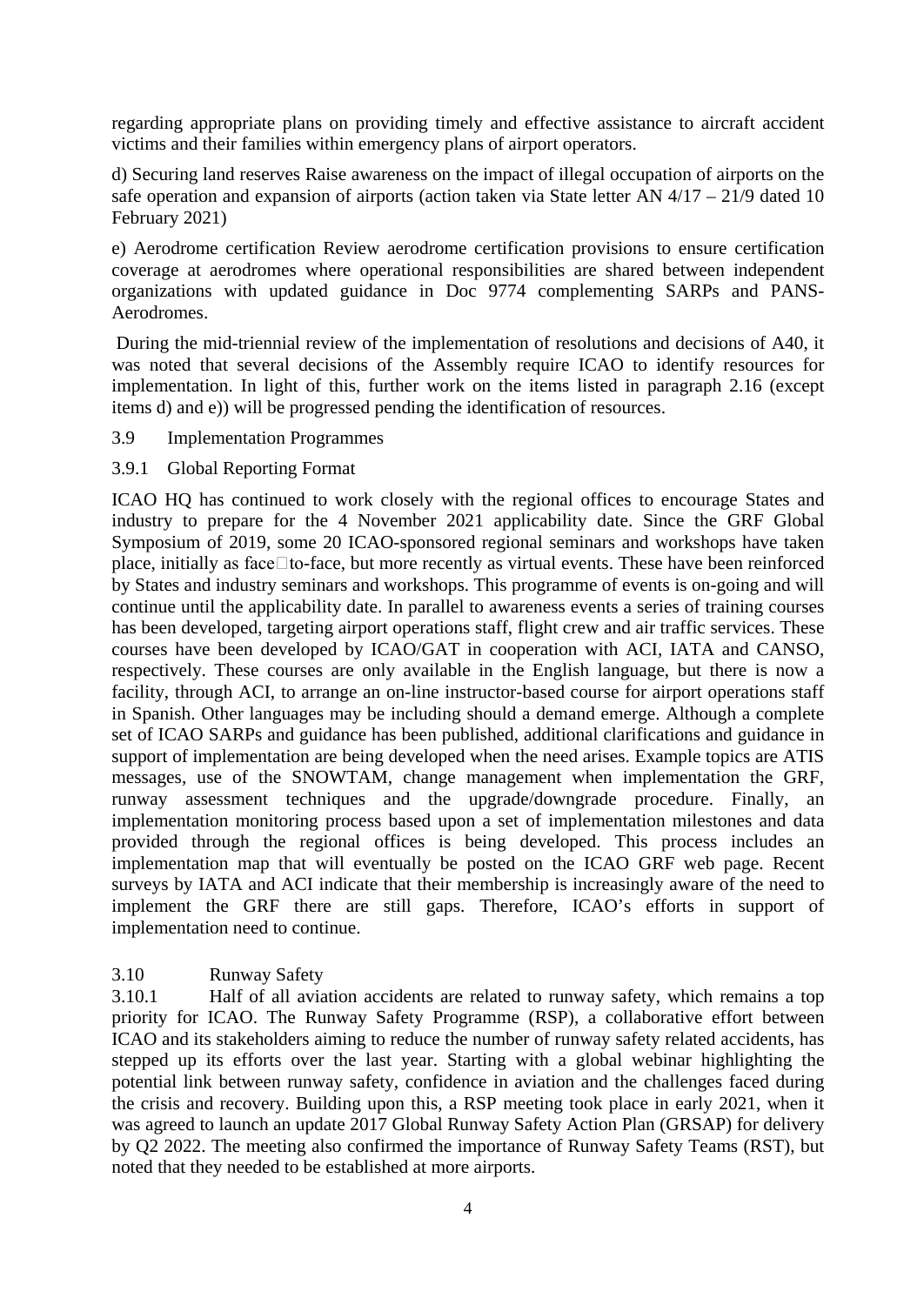regarding appropriate plans on providing timely and effective assistance to aircraft accident victims and their families within emergency plans of airport operators.

d) Securing land reserves Raise awareness on the impact of illegal occupation of airports on the safe operation and expansion of airports (action taken via State letter AN 4/17 – 21/9 dated 10 February 2021)

e) Aerodrome certification Review aerodrome certification provisions to ensure certification coverage at aerodromes where operational responsibilities are shared between independent organizations with updated guidance in Doc 9774 complementing SARPs and PANS-Aerodromes.

During the mid-triennial review of the implementation of resolutions and decisions of A40, it was noted that several decisions of the Assembly require ICAO to identify resources for implementation. In light of this, further work on the items listed in paragraph 2.16 (except items d) and e)) will be progressed pending the identification of resources.

3.9 Implementation Programmes

3.9.1 Global Reporting Format

ICAO HQ has continued to work closely with the regional offices to encourage States and industry to prepare for the 4 November 2021 applicability date. Since the GRF Global Symposium of 2019, some 20 ICAO-sponsored regional seminars and workshops have taken place, initially as face-to-face, but more recently as virtual events. These have been reinforced by States and industry seminars and workshops. This programme of events is on-going and will continue until the applicability date. In parallel to awareness events a series of training courses has been developed, targeting airport operations staff, flight crew and air traffic services. These courses have been developed by ICAO/GAT in cooperation with ACI, IATA and CANSO, respectively. These courses are only available in the English language, but there is now a facility, through ACI, to arrange an on-line instructor-based course for airport operations staff in Spanish. Other languages may be including should a demand emerge. Although a complete set of ICAO SARPs and guidance has been published, additional clarifications and guidance in support of implementation are being developed when the need arises. Example topics are ATIS messages, use of the SNOWTAM, change management when implementation the GRF, runway assessment techniques and the upgrade/downgrade procedure. Finally, an implementation monitoring process based upon a set of implementation milestones and data provided through the regional offices is being developed. This process includes an implementation map that will eventually be posted on the ICAO GRF web page. Recent surveys by IATA and ACI indicate that their membership is increasingly aware of the need to implement the GRF there are still gaps. Therefore, ICAO's efforts in support of implementation need to continue.

3.10 Runway Safety

3.10.1 Half of all aviation accidents are related to runway safety, which remains a top priority for ICAO. The Runway Safety Programme (RSP), a collaborative effort between ICAO and its stakeholders aiming to reduce the number of runway safety related accidents, has stepped up its efforts over the last year. Starting with a global webinar highlighting the potential link between runway safety, confidence in aviation and the challenges faced during the crisis and recovery. Building upon this, a RSP meeting took place in early 2021, when it was agreed to launch an update 2017 Global Runway Safety Action Plan (GRSAP) for delivery by Q2 2022. The meeting also confirmed the importance of Runway Safety Teams (RST), but noted that they needed to be established at more airports.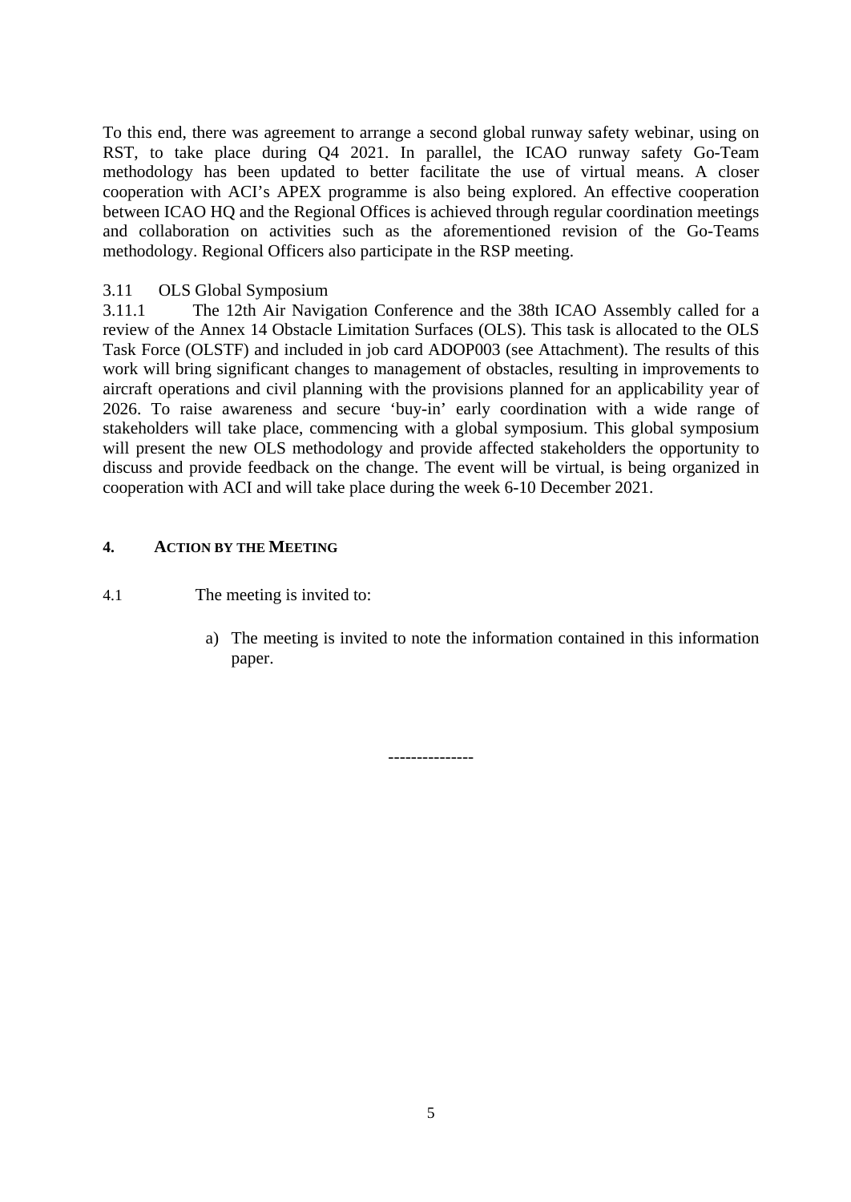To this end, there was agreement to arrange a second global runway safety webinar, using on RST, to take place during Q4 2021. In parallel, the ICAO runway safety Go-Team methodology has been updated to better facilitate the use of virtual means. A closer cooperation with ACI's APEX programme is also being explored. An effective cooperation between ICAO HQ and the Regional Offices is achieved through regular coordination meetings and collaboration on activities such as the aforementioned revision of the Go-Teams methodology. Regional Officers also participate in the RSP meeting.

3.11 OLS Global Symposium

3.11.1 The 12th Air Navigation Conference and the 38th ICAO Assembly called for a review of the Annex 14 Obstacle Limitation Surfaces (OLS). This task is allocated to the OLS Task Force (OLSTF) and included in job card ADOP003 (see Attachment). The results of this work will bring significant changes to management of obstacles, resulting in improvements to aircraft operations and civil planning with the provisions planned for an applicability year of 2026. To raise awareness and secure 'buy-in' early coordination with a wide range of stakeholders will take place, commencing with a global symposium. This global symposium will present the new OLS methodology and provide affected stakeholders the opportunity to discuss and provide feedback on the change. The event will be virtual, is being organized in cooperation with ACI and will take place during the week 6-10 December 2021.

## 4. Action by the Meeting

4.1 The meeting is invited to:

a) The meeting is invited to note the information contained in this information paper.

---------------